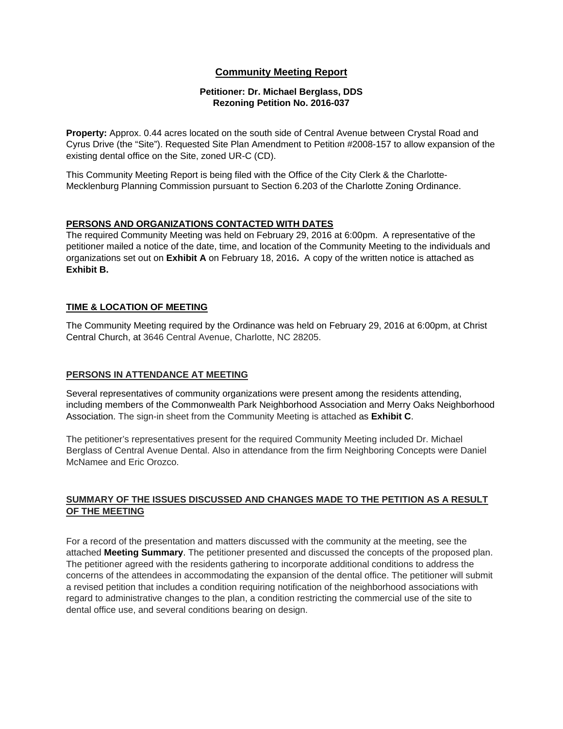# Community Meeting Report

**Petitioner: Dr. Michael Berglass, DDS**
**Rezoning Petition No. 2016-037**

**Property:** Approx. 0.44 acres located on the south side of Central Avenue between Crystal Road and Cyrus Drive (the "Site"). Requested Site Plan Amendment to Petition #2008-157 to allow expansion of the existing dental office on the Site, zoned UR-C (CD).

This Community Meeting Report is being filed with the Office of the City Clerk & the Charlotte-Mecklenburg Planning Commission pursuant to Section 6.203 of the Charlotte Zoning Ordinance.

## PERSONS AND ORGANIZATIONS CONTACTED WITH DATES

The required Community Meeting was held on February 29, 2016 at 6:00pm. A representative of the petitioner mailed a notice of the date, time, and location of the Community Meeting to the individuals and organizations set out on **Exhibit A** on February 18, 2016**.** A copy of the written notice is attached as **Exhibit B.**

## TIME & LOCATION OF MEETING

The Community Meeting required by the Ordinance was held on February 29, 2016 at 6:00pm, at Christ Central Church, at 3646 Central Avenue, Charlotte, NC 28205.

## PERSONS IN ATTENDANCE AT MEETING

Several representatives of community organizations were present among the residents attending, including members of the Commonwealth Park Neighborhood Association and Merry Oaks Neighborhood Association. The sign-in sheet from the Community Meeting is attached as **Exhibit C**.

The petitioner's representatives present for the required Community Meeting included Dr. Michael Berglass of Central Avenue Dental. Also in attendance from the firm Neighboring Concepts were Daniel McNamee and Eric Orozco.

## SUMMARY OF THE ISSUES DISCUSSED AND CHANGES MADE TO THE PETITION AS A RESULT OF THE MEETING

For a record of the presentation and matters discussed with the community at the meeting, see the attached **Meeting Summary**. The petitioner presented and discussed the concepts of the proposed plan. The petitioner agreed with the residents gathering to incorporate additional conditions to address the concerns of the attendees in accommodating the expansion of the dental office. The petitioner will submit a revised petition that includes a condition requiring notification of the neighborhood associations with regard to administrative changes to the plan, a condition restricting the commercial use of the site to dental office use, and several conditions bearing on design.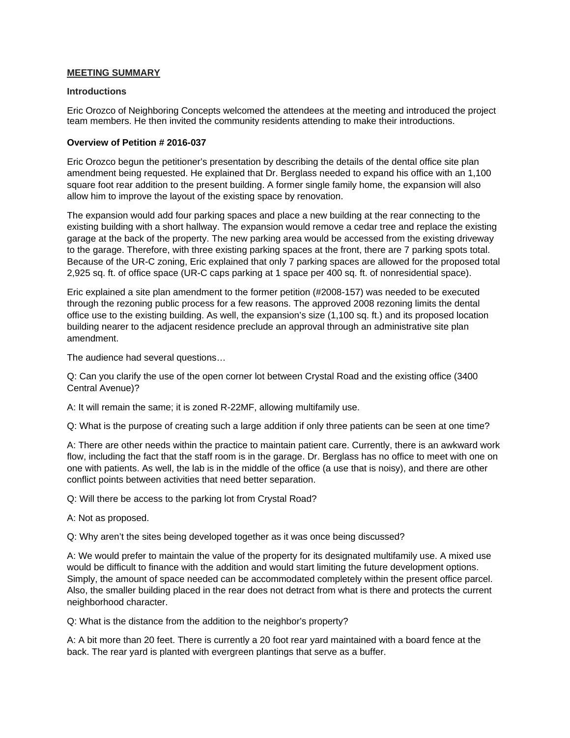## MEETING SUMMARY

### Introductions

Eric Orozco of Neighboring Concepts welcomed the attendees at the meeting and introduced the project team members. He then invited the community residents attending to make their introductions.

### Overview of Petition # 2016-037

Eric Orozco begun the petitioner's presentation by describing the details of the dental office site plan amendment being requested. He explained that Dr. Berglass needed to expand his office with an 1,100 square foot rear addition to the present building. A former single family home, the expansion will also allow him to improve the layout of the existing space by renovation.

The expansion would add four parking spaces and place a new building at the rear connecting to the existing building with a short hallway. The expansion would remove a cedar tree and replace the existing garage at the back of the property. The new parking area would be accessed from the existing driveway to the garage. Therefore, with three existing parking spaces at the front, there are 7 parking spots total. Because of the UR-C zoning, Eric explained that only 7 parking spaces are allowed for the proposed total 2,925 sq. ft. of office space (UR-C caps parking at 1 space per 400 sq. ft. of nonresidential space).

Eric explained a site plan amendment to the former petition (#2008-157) was needed to be executed through the rezoning public process for a few reasons. The approved 2008 rezoning limits the dental office use to the existing building. As well, the expansion's size (1,100 sq. ft.) and its proposed location building nearer to the adjacent residence preclude an approval through an administrative site plan amendment.

The audience had several questions…

Q: Can you clarify the use of the open corner lot between Crystal Road and the existing office (3400 Central Avenue)?

A: It will remain the same; it is zoned R-22MF, allowing multifamily use.

Q: What is the purpose of creating such a large addition if only three patients can be seen at one time?

A: There are other needs within the practice to maintain patient care. Currently, there is an awkward work flow, including the fact that the staff room is in the garage. Dr. Berglass has no office to meet with one on one with patients. As well, the lab is in the middle of the office (a use that is noisy), and there are other conflict points between activities that need better separation.

Q: Will there be access to the parking lot from Crystal Road?

A: Not as proposed.

Q: Why aren't the sites being developed together as it was once being discussed?

A: We would prefer to maintain the value of the property for its designated multifamily use. A mixed use would be difficult to finance with the addition and would start limiting the future development options. Simply, the amount of space needed can be accommodated completely within the present office parcel. Also, the smaller building placed in the rear does not detract from what is there and protects the current neighborhood character.

Q: What is the distance from the addition to the neighbor's property?

A: A bit more than 20 feet. There is currently a 20 foot rear yard maintained with a board fence at the back. The rear yard is planted with evergreen plantings that serve as a buffer.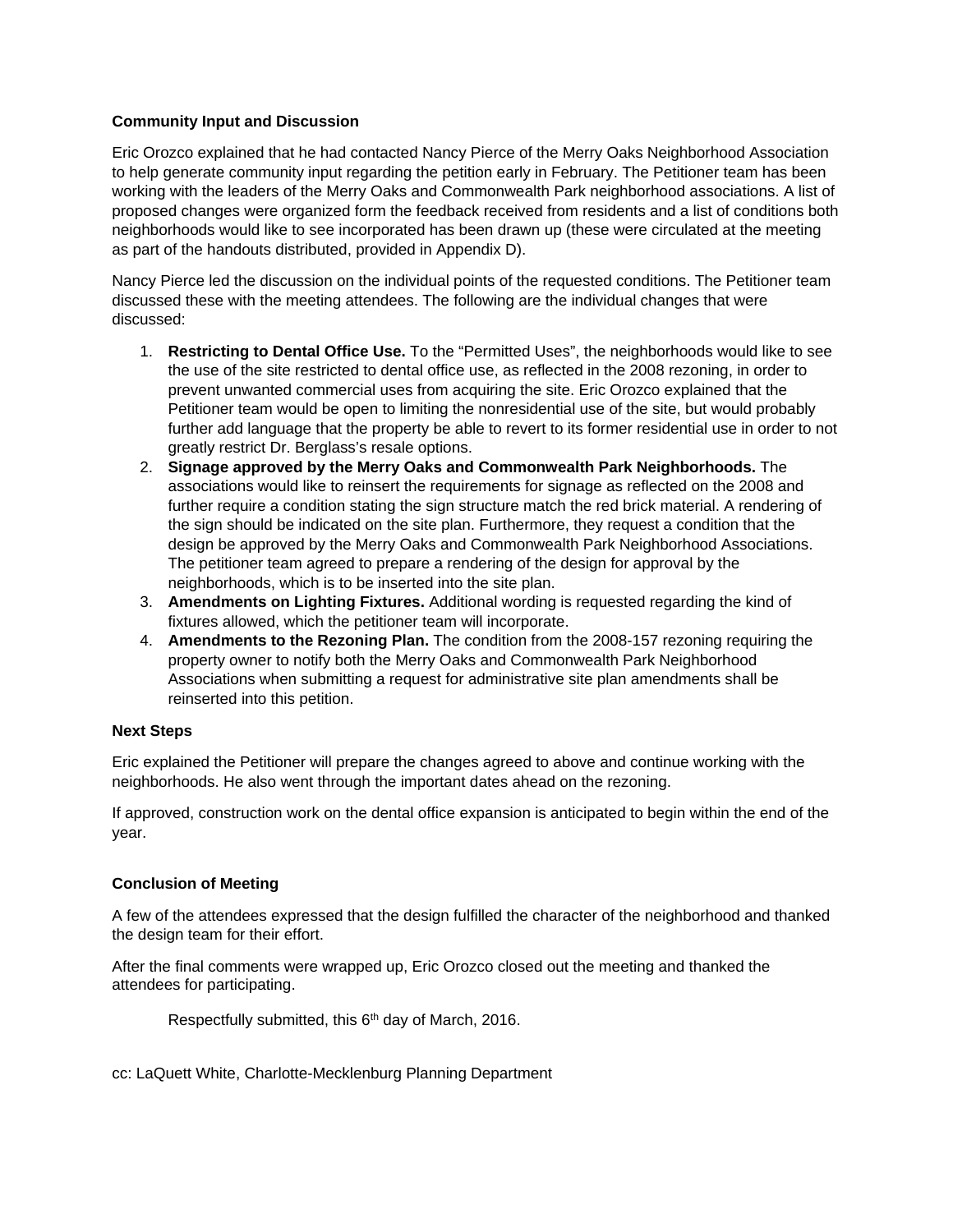**Community Input and Discussion**

Eric Orozco explained that he had contacted Nancy Pierce of the Merry Oaks Neighborhood Association to help generate community input regarding the petition early in February. The Petitioner team has been working with the leaders of the Merry Oaks and Commonwealth Park neighborhood associations. A list of proposed changes were organized form the feedback received from residents and a list of conditions both neighborhoods would like to see incorporated has been drawn up (these were circulated at the meeting as part of the handouts distributed, provided in Appendix D).

Nancy Pierce led the discussion on the individual points of the requested conditions. The Petitioner team discussed these with the meeting attendees. The following are the individual changes that were discussed:

1. **Restricting to Dental Office Use.** To the "Permitted Uses", the neighborhoods would like to see the use of the site restricted to dental office use, as reflected in the 2008 rezoning, in order to prevent unwanted commercial uses from acquiring the site. Eric Orozco explained that the Petitioner team would be open to limiting the nonresidential use of the site, but would probably further add language that the property be able to revert to its former residential use in order to not greatly restrict Dr. Berglass's resale options.
2. **Signage approved by the Merry Oaks and Commonwealth Park Neighborhoods.** The associations would like to reinsert the requirements for signage as reflected on the 2008 and further require a condition stating the sign structure match the red brick material. A rendering of the sign should be indicated on the site plan. Furthermore, they request a condition that the design be approved by the Merry Oaks and Commonwealth Park Neighborhood Associations. The petitioner team agreed to prepare a rendering of the design for approval by the neighborhoods, which is to be inserted into the site plan.
3. **Amendments on Lighting Fixtures.** Additional wording is requested regarding the kind of fixtures allowed, which the petitioner team will incorporate.
4. **Amendments to the Rezoning Plan.** The condition from the 2008-157 rezoning requiring the property owner to notify both the Merry Oaks and Commonwealth Park Neighborhood Associations when submitting a request for administrative site plan amendments shall be reinserted into this petition.

**Next Steps**

Eric explained the Petitioner will prepare the changes agreed to above and continue working with the neighborhoods. He also went through the important dates ahead on the rezoning.

If approved, construction work on the dental office expansion is anticipated to begin within the end of the year.

**Conclusion of Meeting**

A few of the attendees expressed that the design fulfilled the character of the neighborhood and thanked the design team for their effort.

After the final comments were wrapped up, Eric Orozco closed out the meeting and thanked the attendees for participating.

Respectfully submitted, this 6th day of March, 2016.

cc: LaQuett White, Charlotte-Mecklenburg Planning Department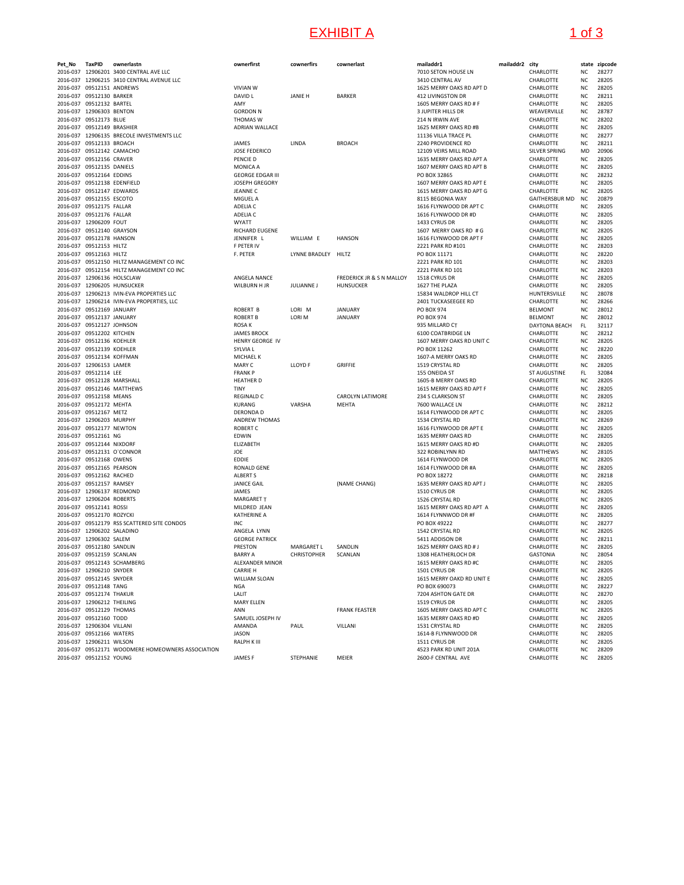# EXHIBIT A

| Pet_No | TaxPID | ownerlastn | ownerfirst | cownerfirs | cownerlast | mailaddr1 | mailaddr2 | city | state | zipcode |
|---|---|---|---|---|---|---|---|---|---|---|
| 2016-037 | 12906201 | 3400 CENTRAL AVE LLC | | | | 7010 SETON HOUSE LN | | CHARLOTTE | NC | 28277 |
| 2016-037 | 12906215 | 3410 CENTRAL AVENUE LLC | | | | 3410 CENTRAL AV | | CHARLOTTE | NC | 28205 |
| 2016-037 | 09512151 | ANDREWS | VIVIAN W | | | 1625 MERRY OAKS RD APT D | | CHARLOTTE | NC | 28205 |
| 2016-037 | 09512130 | BARKER | DAVID L | JANIE H | BARKER | 412 LIVINGSTON DR | | CHARLOTTE | NC | 28211 |
| 2016-037 | 09512132 | BARTEL | AMY | | | 1605 MERRY OAKS RD # F | | CHARLOTTE | NC | 28205 |
| 2016-037 | 12906303 | BENTON | GORDON N | | | 3 JUPITER HILLS DR | | WEAVERVILLE | NC | 28787 |
| 2016-037 | 09512173 | BLUE | THOMAS W | | | 214 N IRWIN AVE | | CHARLOTTE | NC | 28202 |
| 2016-037 | 09512149 | BRASHIER | ADRIAN WALLACE | | | 1625 MERRY OAKS RD #B | | CHARLOTTE | NC | 28205 |
| 2016-037 | 12906135 | BRECOLE INVESTMENTS LLC | | | | 11136 VILLA TRACE PL | | CHARLOTTE | NC | 28277 |
| 2016-037 | 09512133 | BROACH | JAMES | LINDA | BROACH | 2240 PROVIDENCE RD | | CHARLOTTE | NC | 28211 |
| 2016-037 | 09512142 | CAMACHO | JOSE FEDERICO | | | 12109 VEIRS MILL ROAD | | SILVER SPRING | MD | 20906 |
| 2016-037 | 09512156 | CRAVER | PENCIE D | | | 1635 MERRY OAKS RD APT A | | CHARLOTTE | NC | 28205 |
| 2016-037 | 09512135 | DANIELS | MONICA A | | | 1607 MERRY OAKS RD APT B | | CHARLOTTE | NC | 28205 |
| 2016-037 | 09512164 | EDDINS | GEORGE EDGAR III | | | PO BOX 32865 | | CHARLOTTE | NC | 28232 |
| 2016-037 | 09512138 | EDENFIELD | JOSEPH GREGORY | | | 1607 MERRY OAKS RD APT E | | CHARLOTTE | NC | 28205 |
| 2016-037 | 09512147 | EDWARDS | JEANNE C | | | 1615 MERRY OAKS RD APT G | | CHARLOTTE | NC | 28205 |
| 2016-037 | 09512155 | ESCOTO | MIGUEL A | | | 8115 BEGONIA WAY | | GAITHERSBUR MD | NC | 20879 |
| 2016-037 | 09512175 | FALLAR | ADELIA C | | | 1616 FLYNWOOD DR APT C | | CHARLOTTE | NC | 28205 |
| 2016-037 | 09512176 | FALLAR | ADELIA C | | | 1616 FLYNWOOD DR #D | | CHARLOTTE | NC | 28205 |
| 2016-037 | 12906209 | FOUT | WYATT | | | 1433 CYRUS DR | | CHARLOTTE | NC | 28205 |
| 2016-037 | 09512140 | GRAYSON | RICHARD EUGENE | | | 1607 MERRY OAKS RD # G | | CHARLOTTE | NC | 28205 |
| 2016-037 | 09512178 | HANSON | JENNIFER L | WILLIAM E | HANSON | 1616 FLYNWOOD DR APT F | | CHARLOTTE | NC | 28205 |
| 2016-037 | 09512153 | HILTZ | F PETER IV | | | 2221 PARK RD #101 | | CHARLOTTE | NC | 28203 |
| 2016-037 | 09512163 | HILTZ | F. PETER | LYNNE BRADLEY | HILTZ | PO BOX 11171 | | CHARLOTTE | NC | 28220 |
| 2016-037 | 09512150 | HILTZ MANAGEMENT CO INC | | | | 2221 PARK RD 101 | | CHARLOTTE | NC | 28203 |
| 2016-037 | 09512154 | HILTZ MANAGEMENT CO INC | | | | 2221 PARK RD 101 | | CHARLOTTE | NC | 28203 |
| 2016-037 | 12906136 | HOLSCLAW | ANGELA NANCE | | FREDERICK JR & S N MALLOY | 1518 CYRUS DR | | CHARLOTTE | NC | 28205 |
| 2016-037 | 12906205 | HUNSUCKER | WILBURN H JR | JULIANNE J | HUNSUCKER | 1627 THE PLAZA | | CHARLOTTE | NC | 28205 |
| 2016-037 | 12906213 | IVIN-EVA PROPERTIES LLC | | | | 15834 WALDROP HILL CT | | HUNTERSVILLE | NC | 28078 |
| 2016-037 | 12906214 | IVIN-EVA PROPERTIES, LLC | | | | 2401 TUCKASEEGEE RD | | CHARLOTTE | NC | 28266 |
| 2016-037 | 09512169 | JANUARY | ROBERT B | LORI M | JANUARY | PO BOX 974 | | BELMONT | NC | 28012 |
| 2016-037 | 09512137 | JANUARY | ROBERT B | LORI M | JANUARY | PO BOX 974 | | BELMONT | NC | 28012 |
| 2016-037 | 09512127 | JOHNSON | ROSA K | | | 935 MILLARD CT | | DAYTONA BEACH | FL | 32117 |
| 2016-037 | 09512202 | KITCHEN | JAMES BROCK | | | 6100 COATBRIDGE LN | | CHARLOTTE | NC | 28212 |
| 2016-037 | 09512136 | KOEHLER | HENRY GEORGE IV | | | 1607 MERRY OAKS RD UNIT C | | CHARLOTTE | NC | 28205 |
| 2016-037 | 09512139 | KOEHLER | SYLVIA L | | | PO BOX 11262 | | CHARLOTTE | NC | 28220 |
| 2016-037 | 09512134 | KOFFMAN | MICHAEL K | | | 1607-A MERRY OAKS RD | | CHARLOTTE | NC | 28205 |
| 2016-037 | 12906153 | LAMER | MARY C | LLOYD F | GRIFFIE | 1519 CRYSTAL RD | | CHARLOTTE | NC | 28205 |
| 2016-037 | 09512114 | LEE | FRANK P | | | 155 ONEIDA ST | | ST AUGUSTINE | FL | 32084 |
| 2016-037 | 09512128 | MARSHALL | HEATHER D | | | 1605-B MERRY OAKS RD | | CHARLOTTE | NC | 28205 |
| 2016-037 | 09512146 | MATTHEWS | TINY | | | 1615 MERRY OAKS RD APT F | | CHARLOTTE | NC | 28205 |
| 2016-037 | 09512158 | MEANS | REGINALD C | | CAROLYN LATIMORE | 234 S CLARKSON ST | | CHARLOTTE | NC | 28205 |
| 2016-037 | 09512172 | MEHTA | KURANG | VARSHA | MEHTA | 7600 WALLACE LN | | CHARLOTTE | NC | 28212 |
| 2016-037 | 09512167 | METZ | DERONDA D | | | 1614 FLYNWOOD DR APT C | | CHARLOTTE | NC | 28205 |
| 2016-037 | 12906203 | MURPHY | ANDREW THOMAS | | | 1534 CRYSTAL RD | | CHARLOTTE | NC | 28269 |
| 2016-037 | 09512177 | NEWTON | ROBERT C | | | 1616 FLYNWOOD DR APT E | | CHARLOTTE | NC | 28205 |
| 2016-037 | 09512161 | NG | EDWIN | | | 1635 MERRY OAKS RD | | CHARLOTTE | NC | 28205 |
| 2016-037 | 09512144 | NIXDORF | ELIZABETH | | | 1615 MERRY OAKS RD #D | | CHARLOTTE | NC | 28205 |
| 2016-037 | 09512131 | O`CONNOR | JOE | | | 322 ROBINLYNN RD | | MATTHEWS | NC | 28105 |
| 2016-037 | 09512168 | OWENS | EDDIE | | | 1614 FLYNWOOD DR | | CHARLOTTE | NC | 28205 |
| 2016-037 | 09512165 | PEARSON | RONALD GENE | | | 1614 FLYNWOOD DR #A | | CHARLOTTE | NC | 28205 |
| 2016-037 | 09512162 | RACHED | ALBERT S | | | PO BOX 18272 | | CHARLOTTE | NC | 28218 |
| 2016-037 | 09512157 | RAMSEY | JANICE GAIL | | (NAME CHANG) | 1635 MERRY OAKS RD APT J | | CHARLOTTE | NC | 28205 |
| 2016-037 | 12906137 | REDMOND | JAMES | | | 1510 CYRUS DR | | CHARLOTTE | NC | 28205 |
| 2016-037 | 12906204 | ROBERTS | MARGARET T | | | 1526 CRYSTAL RD | | CHARLOTTE | NC | 28205 |
| 2016-037 | 09512141 | ROSSI | MILDRED JEAN | | | 1615 MERRY OAKS RD APT A | | CHARLOTTE | NC | 28205 |
| 2016-037 | 09512170 | ROZYCKI | KATHERINE A | | | 1614 FLYNNWOOD DR #F | | CHARLOTTE | NC | 28205 |
| 2016-037 | 09512179 | RSS SCATTERED SITE CONDOS | INC | | | PO BOX 49222 | | CHARLOTTE | NC | 28277 |
| 2016-037 | 12906202 | SALADINO | ANGELA LYNN | | | 1542 CRYSTAL RD | | CHARLOTTE | NC | 28205 |
| 2016-037 | 12906302 | SALEM | GEORGE PATRICK | | | 5411 ADDISON DR | | CHARLOTTE | NC | 28211 |
| 2016-037 | 09512180 | SANDLIN | PRESTON | MARGARET L | SANDLIN | 1625 MERRY OAKS RD # J | | CHARLOTTE | NC | 28205 |
| 2016-037 | 09512159 | SCANLAN | BARRY A | CHRISTOPHER | SCANLAN | 1308 HEATHERLOCH DR | | GASTONIA | NC | 28054 |
| 2016-037 | 09512143 | SCHAMBERG | ALEXANDER MINOR | | | 1615 MERRY OAKS RD #C | | CHARLOTTE | NC | 28205 |
| 2016-037 | 12906210 | SNYDER | CARRIE H | | | 1501 CYRUS DR | | CHARLOTTE | NC | 28205 |
| 2016-037 | 09512145 | SNYDER | WILLIAM SLOAN | | | 1615 MERRY OAKD RD UNIT E | | CHARLOTTE | NC | 28205 |
| 2016-037 | 09512148 | TANG | NGA | | | PO BOX 690073 | | CHARLOTTE | NC | 28227 |
| 2016-037 | 09512174 | THAKUR | LALIT | | | 7204 ASHTON GATE DR | | CHARLOTTE | NC | 28270 |
| 2016-037 | 12906212 | THEILING | MARY ELLEN | | | 1519 CYRUS DR | | CHARLOTTE | NC | 28205 |
| 2016-037 | 09512129 | THOMAS | ANN | | FRANK FEASTER | 1605 MERRY OAKS RD APT C | | CHARLOTTE | NC | 28205 |
| 2016-037 | 09512160 | TODD | SAMUEL JOSEPH IV | | | 1635 MERRY OAKS RD #D | | CHARLOTTE | NC | 28205 |
| 2016-037 | 12906304 | VILLANI | AMANDA | PAUL | VILLANI | 1531 CRYSTAL RD | | CHARLOTTE | NC | 28205 |
| 2016-037 | 09512166 | WATERS | JASON | | | 1614-B FLYNNWOOD DR | | CHARLOTTE | NC | 28205 |
| 2016-037 | 12906211 | WILSON | RALPH K III | | | 1511 CYRUS DR | | CHARLOTTE | NC | 28205 |
| 2016-037 | 09512171 | WOODMERE HOMEOWNERS ASSOCIATION | | | | 4523 PARK RD UNIT 201A | | CHARLOTTE | NC | 28209 |
| 2016-037 | 09512152 | YOUNG | JAMES F | STEPHANIE | MEIER | 2600-F CENTRAL AVE | | CHARLOTTE | NC | 28205 |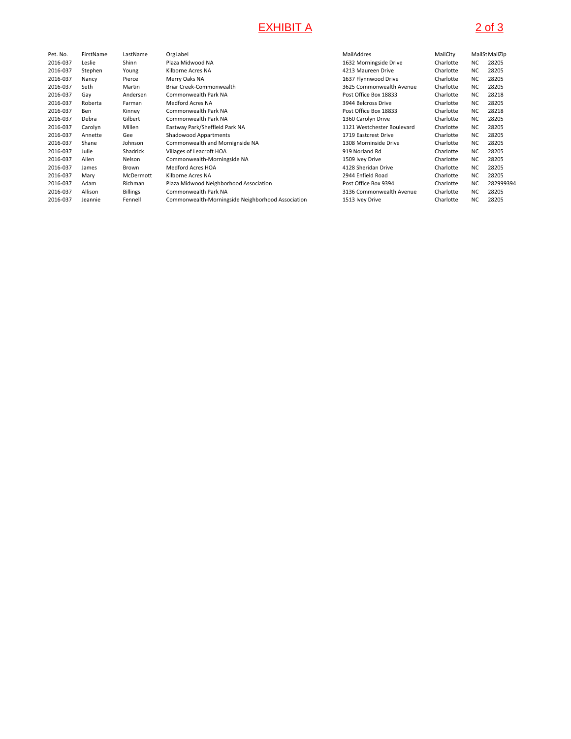# EXHIBIT A

| Pet. No. | FirstName | LastName | OrgLabel | MailAddres | MailCity | MailSt | MailZip |
|---|---|---|---|---|---|---|---|
| 2016-037 | Leslie | Shinn | Plaza Midwood NA | 1632 Morningside Drive | Charlotte | NC | 28205 |
| 2016-037 | Stephen | Young | Kilborne Acres NA | 4213 Maureen Drive | Charlotte | NC | 28205 |
| 2016-037 | Nancy | Pierce | Merry Oaks NA | 1637 Flynnwood Drive | Charlotte | NC | 28205 |
| 2016-037 | Seth | Martin | Briar Creek-Commonwealth | 3625 Commonwealth Avenue | Charlotte | NC | 28205 |
| 2016-037 | Gay | Andersen | Commonwealth Park NA | Post Office Box 18833 | Charlotte | NC | 28218 |
| 2016-037 | Roberta | Farman | Medford Acres NA | 3944 Belcross Drive | Charlotte | NC | 28205 |
| 2016-037 | Ben | Kinney | Commonwealth Park NA | Post Office Box 18833 | Charlotte | NC | 28218 |
| 2016-037 | Debra | Gilbert | Commonwealth Park NA | 1360 Carolyn Drive | Charlotte | NC | 28205 |
| 2016-037 | Carolyn | Millen | Eastway Park/Sheffield Park NA | 1121 Westchester Boulevard | Charlotte | NC | 28205 |
| 2016-037 | Annette | Gee | Shadowood Appartments | 1719 Eastcrest Drive | Charlotte | NC | 28205 |
| 2016-037 | Shane | Johnson | Commonwealth and Mornignside NA | 1308 Morninside Drive | Charlotte | NC | 28205 |
| 2016-037 | Julie | Shadrick | Villages of Leacroft HOA | 919 Norland Rd | Charlotte | NC | 28205 |
| 2016-037 | Allen | Nelson | Commonwealth-Morningside NA | 1509 Ivey Drive | Charlotte | NC | 28205 |
| 2016-037 | James | Brown | Medford Acres HOA | 4128 Sheridan Drive | Charlotte | NC | 28205 |
| 2016-037 | Mary | McDermott | Kilborne Acres NA | 2944 Enfield Road | Charlotte | NC | 28205 |
| 2016-037 | Adam | Richman | Plaza Midwood Neighborhood Association | Post Office Box 9394 | Charlotte | NC | 282999394 |
| 2016-037 | Allison | Billings | Commonwealth Park NA | 3136 Commonwealth Avenue | Charlotte | NC | 28205 |
| 2016-037 | Jeannie | Fennell | Commonwealth-Morningside Neighborhood Association | 1513 Ivey Drive | Charlotte | NC | 28205 |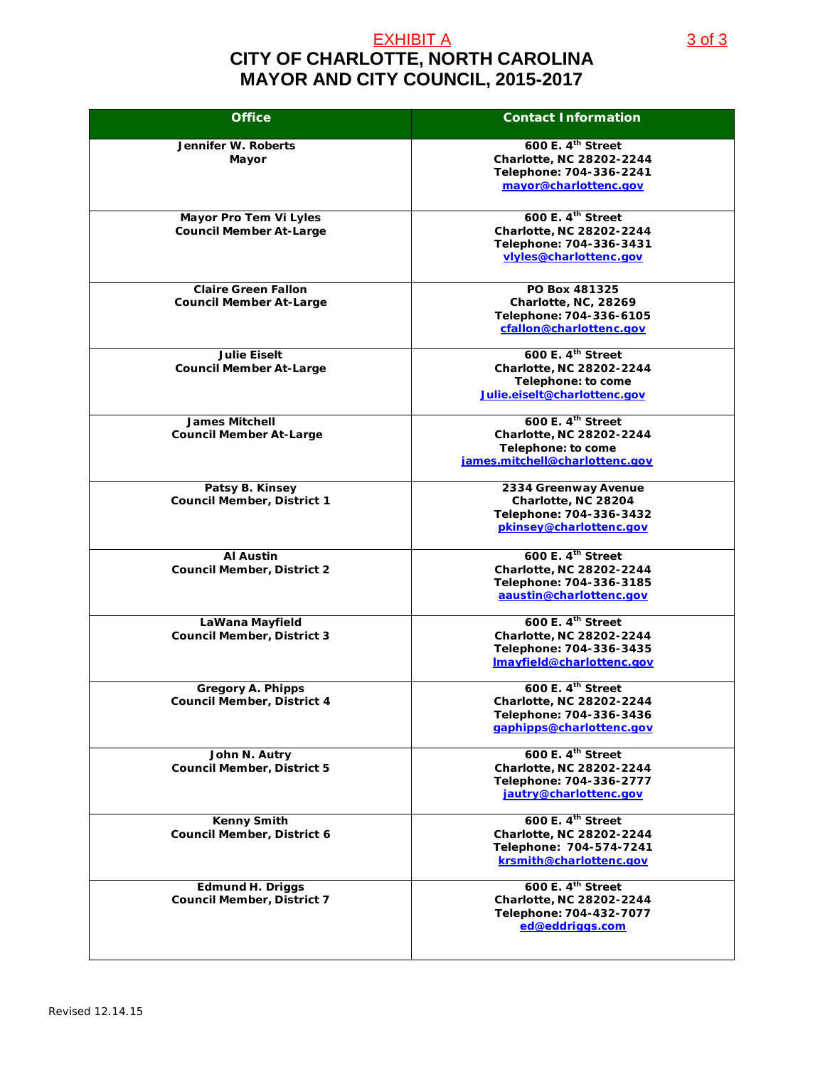EXHIBIT A

# CITY OF CHARLOTTE, NORTH CAROLINA
## MAYOR AND CITY COUNCIL, 2015-2017

| Office | Contact Information |
|---|---|
| **Jennifer W. Roberts**<br>**Mayor** | **600 E. 4th Street**<br>**Charlotte, NC 28202-2244**<br>**Telephone: 704-336-2241**<br>**mayor@charlottenc.gov** |
| **Mayor Pro Tem Vi Lyles**<br>**Council Member At-Large** | **600 E. 4th Street**<br>**Charlotte, NC 28202-2244**<br>**Telephone: 704-336-3431**<br>**vlyles@charlottenc.gov** |
| **Claire Green Fallon**<br>**Council Member At-Large** | **PO Box 481325**<br>**Charlotte, NC, 28269**<br>**Telephone: 704-336-6105**<br>**cfallon@charlottenc.gov** |
| **Julie Eiselt**<br>**Council Member At-Large** | **600 E. 4th Street**<br>**Charlotte, NC 28202-2244**<br>**Telephone: to come**<br>**Julie.eiselt@charlottenc.gov** |
| **James Mitchell**<br>**Council Member At-Large** | **600 E. 4th Street**<br>**Charlotte, NC 28202-2244**<br>**Telephone: to come**<br>**james.mitchell@charlottenc.gov** |
| **Patsy B. Kinsey**<br>**Council Member, District 1** | **2334 Greenway Avenue**<br>**Charlotte, NC 28204**<br>**Telephone: 704-336-3432**<br>**pkinsey@charlottenc.gov** |
| **Al Austin**<br>**Council Member, District 2** | **600 E. 4th Street**<br>**Charlotte, NC 28202-2244**<br>**Telephone: 704-336-3185**<br>**aaustin@charlottenc.gov** |
| **LaWana Mayfield**<br>**Council Member, District 3** | **600 E. 4th Street**<br>**Charlotte, NC 28202-2244**<br>**Telephone: 704-336-3435**<br>**lmayfield@charlottenc.gov** |
| **Gregory A. Phipps**<br>**Council Member, District 4** | **600 E. 4th Street**<br>**Charlotte, NC 28202-2244**<br>**Telephone: 704-336-3436**<br>**gaphipps@charlottenc.gov** |
| **John N. Autry**<br>**Council Member, District 5** | **600 E. 4th Street**<br>**Charlotte, NC 28202-2244**<br>**Telephone: 704-336-2777**<br>**jautry@charlottenc.gov** |
| **Kenny Smith**<br>**Council Member, District 6** | **600 E. 4th Street**<br>**Charlotte, NC 28202-2244**<br>**Telephone: 704-574-7241**<br>**krsmith@charlottenc.gov** |
| **Edmund H. Driggs**<br>**Council Member, District 7** | **600 E. 4th Street**<br>**Charlotte, NC 28202-2244**<br>**Telephone: 704-432-7077**<br>**ed@eddriggs.com** |

Revised 12.14.15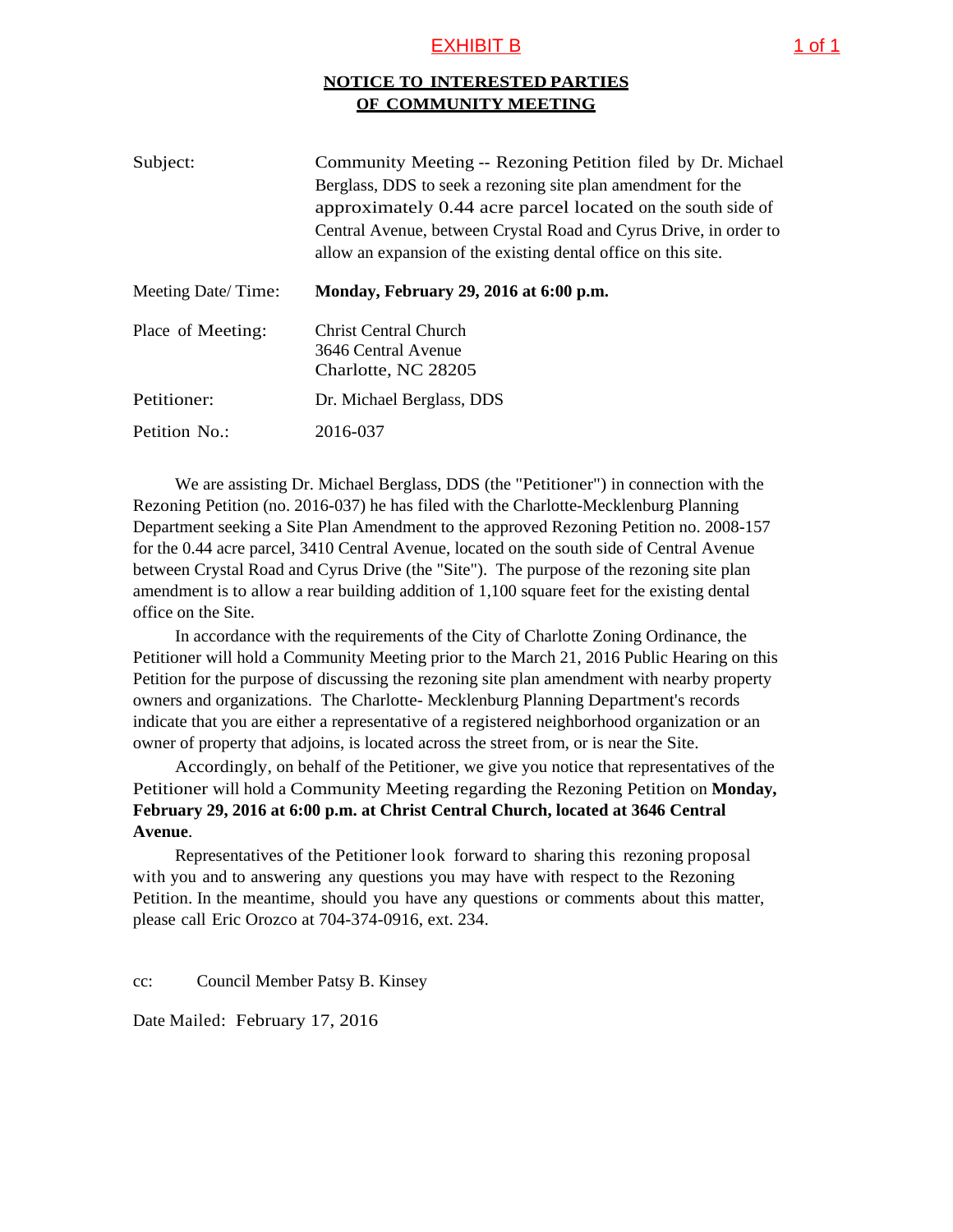EXHIBIT B

## NOTICE TO INTERESTED PARTIES OF COMMUNITY MEETING

| | |
|---|---|
| Subject: | Community Meeting -- Rezoning Petition filed by Dr. Michael Berglass, DDS to seek a rezoning site plan amendment for the approximately 0.44 acre parcel located on the south side of Central Avenue, between Crystal Road and Cyrus Drive, in order to allow an expansion of the existing dental office on this site. |
| Meeting Date/ Time: | **Monday, February 29, 2016 at 6:00 p.m.** |
| Place of Meeting: | Christ Central Church<br>3646 Central Avenue<br>Charlotte, NC 28205 |
| Petitioner: | Dr. Michael Berglass, DDS |
| Petition No.: | 2016-037 |

We are assisting Dr. Michael Berglass, DDS (the "Petitioner") in connection with the Rezoning Petition (no. 2016-037) he has filed with the Charlotte-Mecklenburg Planning Department seeking a Site Plan Amendment to the approved Rezoning Petition no. 2008-157 for the 0.44 acre parcel, 3410 Central Avenue, located on the south side of Central Avenue between Crystal Road and Cyrus Drive (the "Site"). The purpose of the rezoning site plan amendment is to allow a rear building addition of 1,100 square feet for the existing dental office on the Site.

In accordance with the requirements of the City of Charlotte Zoning Ordinance, the Petitioner will hold a Community Meeting prior to the March 21, 2016 Public Hearing on this Petition for the purpose of discussing the rezoning site plan amendment with nearby property owners and organizations. The Charlotte- Mecklenburg Planning Department's records indicate that you are either a representative of a registered neighborhood organization or an owner of property that adjoins, is located across the street from, or is near the Site.

Accordingly, on behalf of the Petitioner, we give you notice that representatives of the Petitioner will hold a Community Meeting regarding the Rezoning Petition on **Monday, February 29, 2016 at 6:00 p.m. at Christ Central Church, located at 3646 Central Avenue**.

Representatives of the Petitioner look forward to sharing this rezoning proposal with you and to answering any questions you may have with respect to the Rezoning Petition. In the meantime, should you have any questions or comments about this matter, please call Eric Orozco at 704-374-0916, ext. 234.

cc: Council Member Patsy B. Kinsey

Date Mailed: February 17, 2016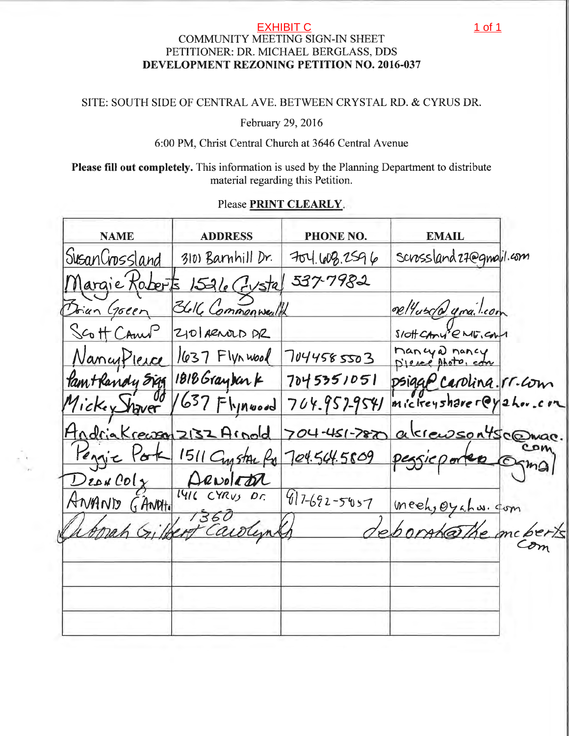EXHIBIT C

COMMUNITY MEETING SIGN-IN SHEET
PETITIONER: DR. MICHAEL BERGLASS, DDS
**DEVELOPMENT REZONING PETITION NO. 2016-037**

SITE: SOUTH SIDE OF CENTRAL AVE. BETWEEN CRYSTAL RD. & CYRUS DR.

February 29, 2016

6:00 PM, Christ Central Church at 3646 Central Avenue

**Please fill out completely.** This information is used by the Planning Department to distribute material regarding this Petition.

Please **PRINT CLEARLY**.

| NAME | ADDRESS | PHONE NO. | EMAIL |
|---|---|---|---|
| Susan Crossland | 3101 Barnhill Dr. | 704.608.2596 | scrossland27@gmail.com |
| Margie Roberts | 1526 Crystal | 537-7982 | |
| Brian Green | 3616 Commonwealth | | nelfusc@gmail.com |
| Scott Camp | 2101 Arnold Dr | | slottcamp@me.com |
| Nancy Pierce | 1637 Flynwood | 7044585503 | nancy@nancypiercephoto.com |
| Pam + Randy Sigg | 1818 Graybark | 7045351051 | psigg@carolina.rr.com |
| Mickey Shaver | 1637 Flynwood | 704.957.9541 | mickeyshaver@yahoo.com |
| Andria Krewson | 2132 Arnold | 704-451-7870 | akrewson45c@mac.com |
| Peggie Park | 1511 Crystal Rd | 704.564.5809 | peggieporter@gmail |
| Dean Colz | Arnold Dr | | |
| Anand Gandhi | 1416 Cyrus Dr. | 917-692-5457 | meeh@yahoo.com |
| Deborah Gilbert | 1360 Carolyn Dr | | deborah@thembcerts.com |
| | | | |
| | | | |
| | | | |
| | | | |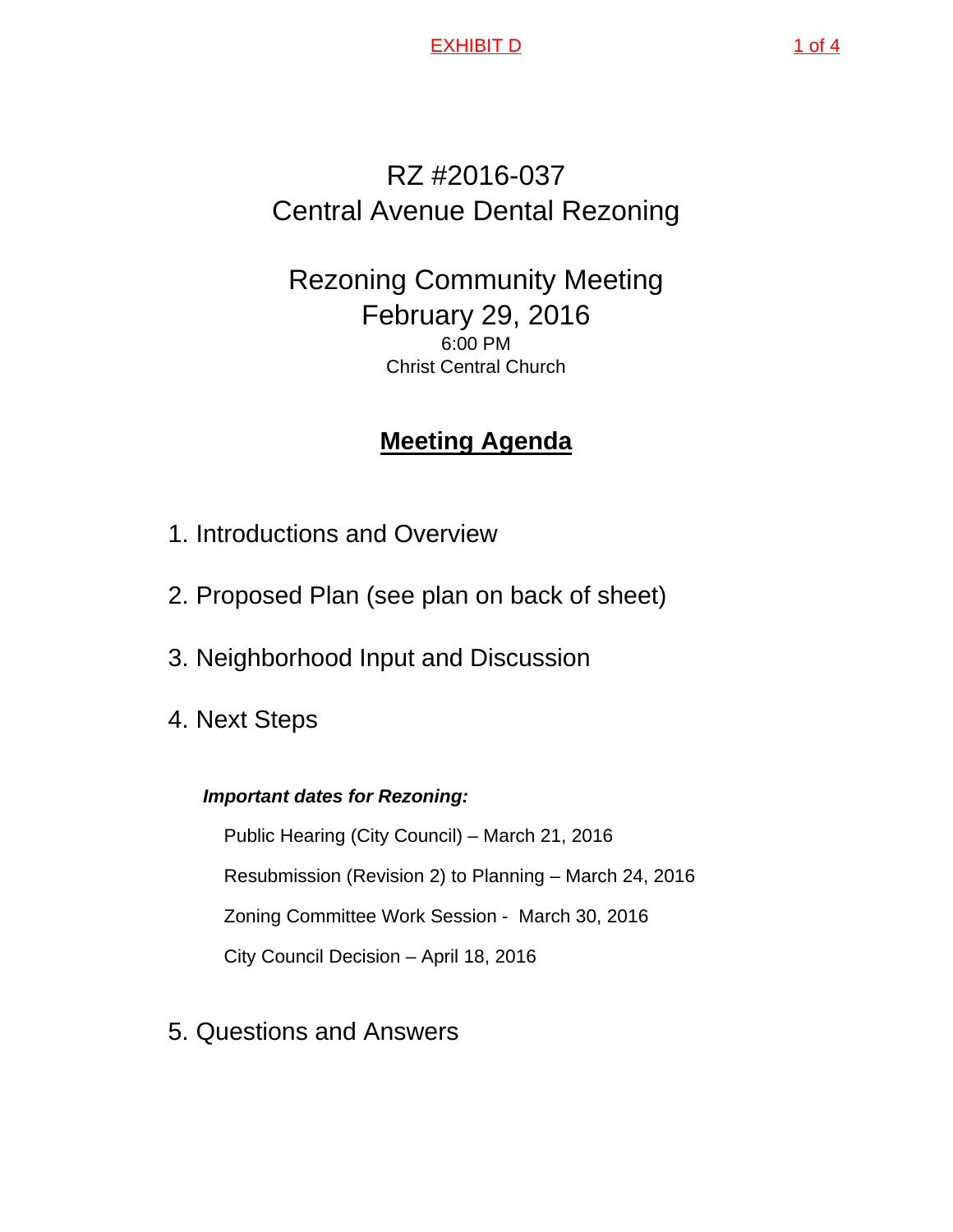EXHIBIT D

# RZ #2016-037
# Central Avenue Dental Rezoning

## Rezoning Community Meeting
## February 29, 2016

6:00 PM
Christ Central Church

## **Meeting Agenda**

1. Introductions and Overview

2. Proposed Plan (see plan on back of sheet)

3. Neighborhood Input and Discussion

4. Next Steps

   ***Important dates for Rezoning:***

   Public Hearing (City Council) – March 21, 2016

   Resubmission (Revision 2) to Planning – March 24, 2016

   Zoning Committee Work Session - March 30, 2016

   City Council Decision – April 18, 2016

5. Questions and Answers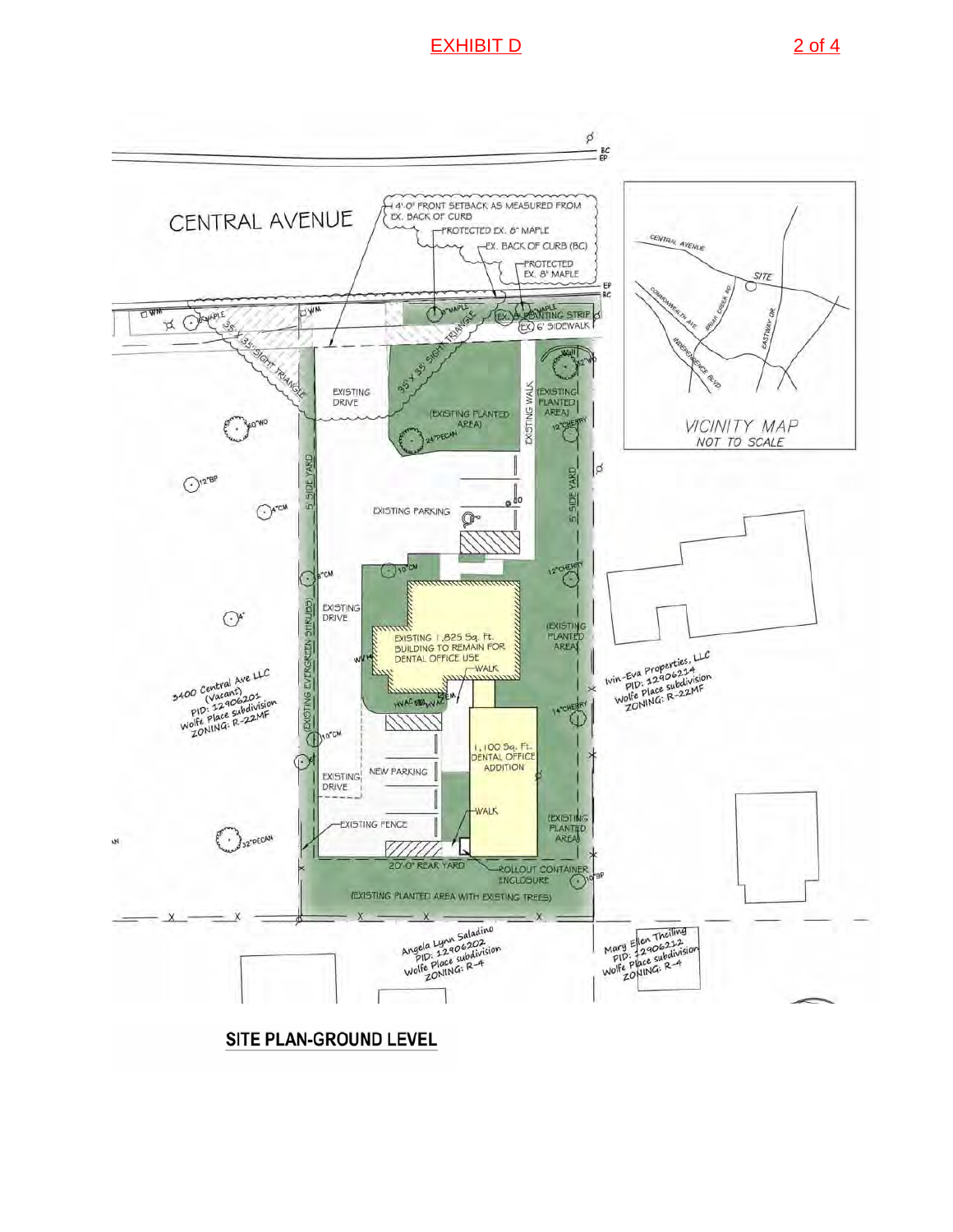# EXHIBIT D

CENTRAL AVENUE

4'-0" FRONT SETBACK AS MEASURED FROM EX. BACK OF CURB

PROTECTED EX. 8" MAPLE

EX. BACK OF CURB (BC)

PROTECTED EX. 8" MAPLE

BC

EP

WM

6" MAPLE

35' X 35' SIGHT TRIANGLE

8" MAPLE

EX. PLANTING STRIP

EX. 6' SIDEWALK

EXISTING DRIVE

(EXISTING PLANTED AREA)

24" PECAN

EXISTING WALK

EXISTING PLANTED AREA

32" WO

12" CHERRY

30" WO

12" BP

4" CM

5' SIDE YARD

EXISTING PARKING

12" CHERRY

10" CM

6" CM

EXISTING DRIVE

EXISTING 1,825 Sq. Ft. BUILDING TO REMAIN FOR DENTAL OFFICE USE

WALK

EXISTING PLANTED AREA

(EXISTING EVERGREEN SHRUBS)

HVAC

EM

14" CHERRY

3400 Central Ave LLC (Vacant) PID: 12906201 Wolfe Place subdivision ZONING: R-22MF

Ivin-Eva Properties, LLC PID: 12906214 Wolfe Place subdivision ZONING: R-22MF

10" CM

1,100 Sq. Ft. DENTAL OFFICE ADDITION

EXISTING DRIVE

NEW PARKING

WALK

EXISTING FENCE

EXISTING PLANTED AREA

32" PECAN

20'-0" REAR YARD

ROLLOUT CONTAINER ENCLOSURE

10" BP

(EXISTING PLANTED AREA WITH EXISTING TREES)

Angela Lynn Saladino PID: 12906202 Wolfe Place subdivision ZONING: R-4

Mary Ellen Theiling PID: 12906212 Wolfe Place subdivision ZONING: R-4

CENTRAL AVENUE

SITE

COMMONWEALTH AVE

BRIAR CREEK RD

EASTWAY DR

INDEPENDENCE BLVD

VICINITY MAP

NOT TO SCALE

**SITE PLAN-GROUND LEVEL**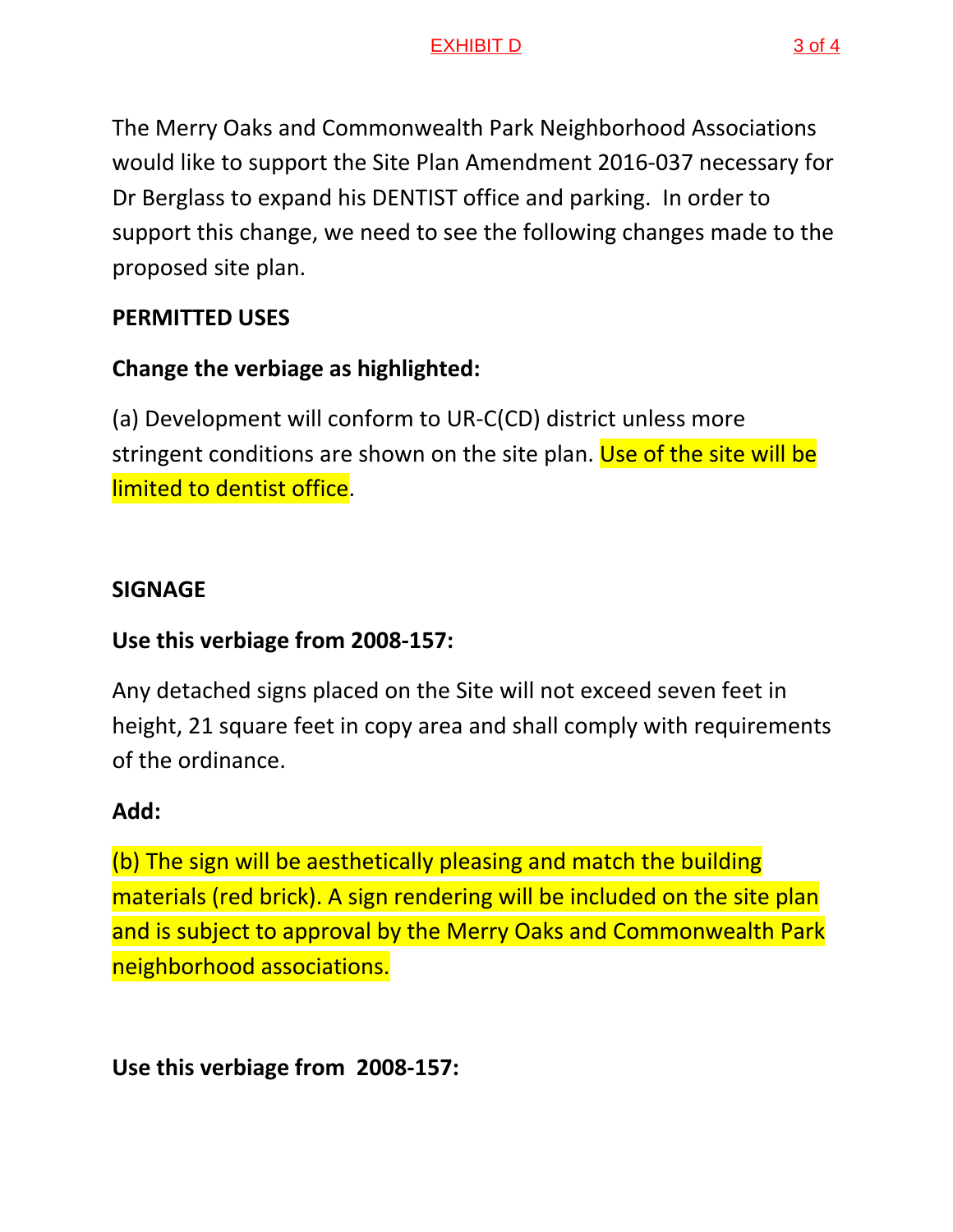The Merry Oaks and Commonwealth Park Neighborhood Associations would like to support the Site Plan Amendment 2016-037 necessary for Dr Berglass to expand his DENTIST office and parking. In order to support this change, we need to see the following changes made to the proposed site plan.

**PERMITTED USES**

**Change the verbiage as highlighted:**

(a) Development will conform to UR-C(CD) district unless more stringent conditions are shown on the site plan. Use of the site will be limited to dentist office.

**SIGNAGE**

**Use this verbiage from 2008-157:**

Any detached signs placed on the Site will not exceed seven feet in height, 21 square feet in copy area and shall comply with requirements of the ordinance.

**Add:**

(b) The sign will be aesthetically pleasing and match the building materials (red brick). A sign rendering will be included on the site plan and is subject to approval by the Merry Oaks and Commonwealth Park neighborhood associations.

**Use this verbiage from 2008-157:**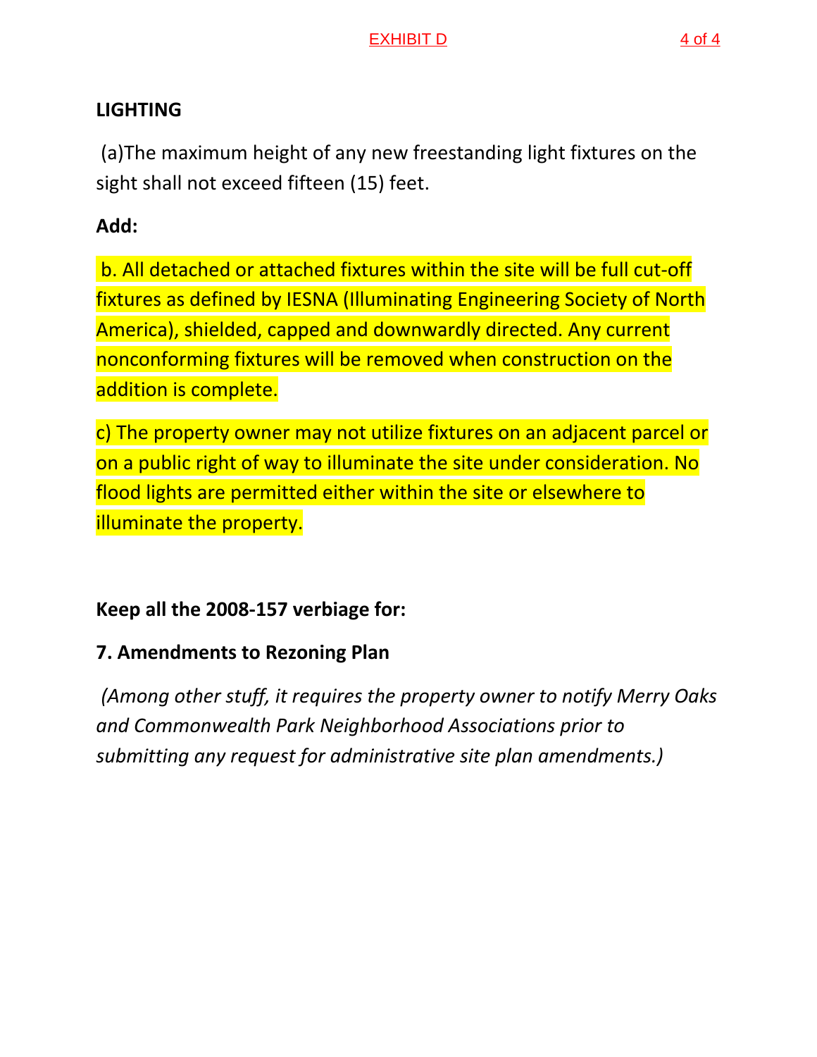**LIGHTING**

(a)The maximum height of any new freestanding light fixtures on the sight shall not exceed fifteen (15) feet.

**Add:**

b. All detached or attached fixtures within the site will be full cut-off fixtures as defined by IESNA (Illuminating Engineering Society of North America), shielded, capped and downwardly directed. Any current nonconforming fixtures will be removed when construction on the addition is complete.

c) The property owner may not utilize fixtures on an adjacent parcel or on a public right of way to illuminate the site under consideration. No flood lights are permitted either within the site or elsewhere to illuminate the property.

**Keep all the 2008-157 verbiage for:**

**7. Amendments to Rezoning Plan**

*(Among other stuff, it requires the property owner to notify Merry Oaks and Commonwealth Park Neighborhood Associations prior to submitting any request for administrative site plan amendments.)*